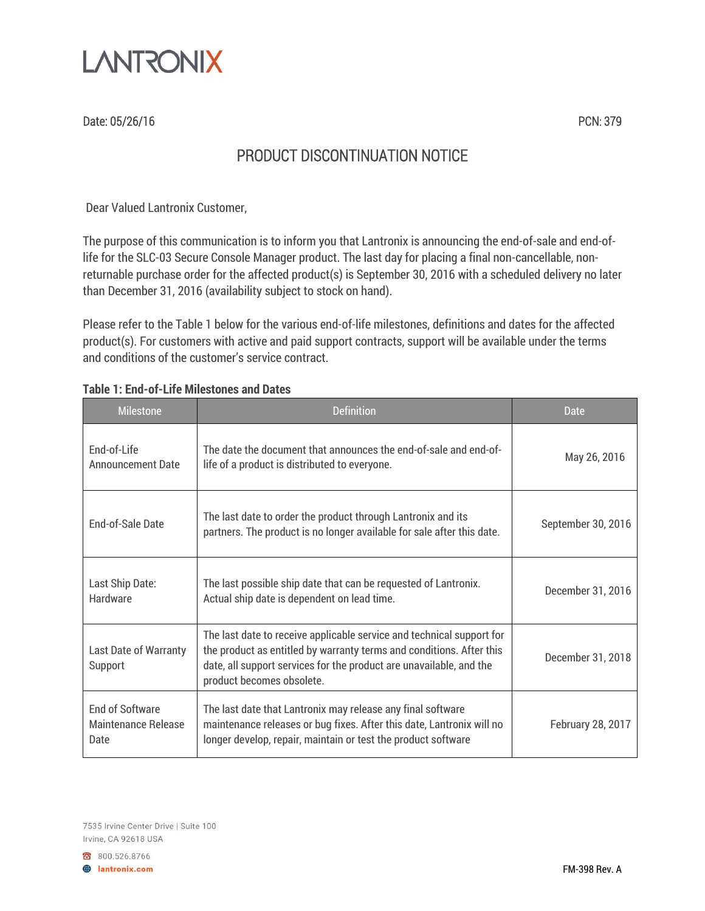LANTRONIX

Date: 05/26/16 PCN: 379

# PRODUCT DISCONTINUATION NOTICE

Dear Valued Lantronix Customer,

The purpose of this communication is to inform you that Lantronix is announcing the end-of-sale and end-of-life for the SLC-03 Secure Console Manager product. The last day for placing a final non-cancellable, non-returnable purchase order for the affected product(s) is September 30, 2016 with a scheduled delivery no later than December 31, 2016 (availability subject to stock on hand).

Please refer to the Table 1 below for the various end-of-life milestones, definitions and dates for the affected product(s). For customers with active and paid support contracts, support will be available under the terms and conditions of the customer's service contract.

**Table 1: End-of-Life Milestones and Dates**

| Milestone | Definition | Date |
|---|---|---|
| End-of-Life Announcement Date | The date the document that announces the end-of-sale and end-of-life of a product is distributed to everyone. | May 26, 2016 |
| End-of-Sale Date | The last date to order the product through Lantronix and its partners. The product is no longer available for sale after this date. | September 30, 2016 |
| Last Ship Date: Hardware | The last possible ship date that can be requested of Lantronix. Actual ship date is dependent on lead time. | December 31, 2016 |
| Last Date of Warranty Support | The last date to receive applicable service and technical support for the product as entitled by warranty terms and conditions. After this date, all support services for the product are unavailable, and the product becomes obsolete. | December 31, 2018 |
| End of Software Maintenance Release Date | The last date that Lantronix may release any final software maintenance releases or bug fixes. After this date, Lantronix will no longer develop, repair, maintain or test the product software | February 28, 2017 |

7535 Irvine Center Drive | Suite 100
Irvine, CA 92618 USA

800.526.8766
lantronix.com

FM-398 Rev. A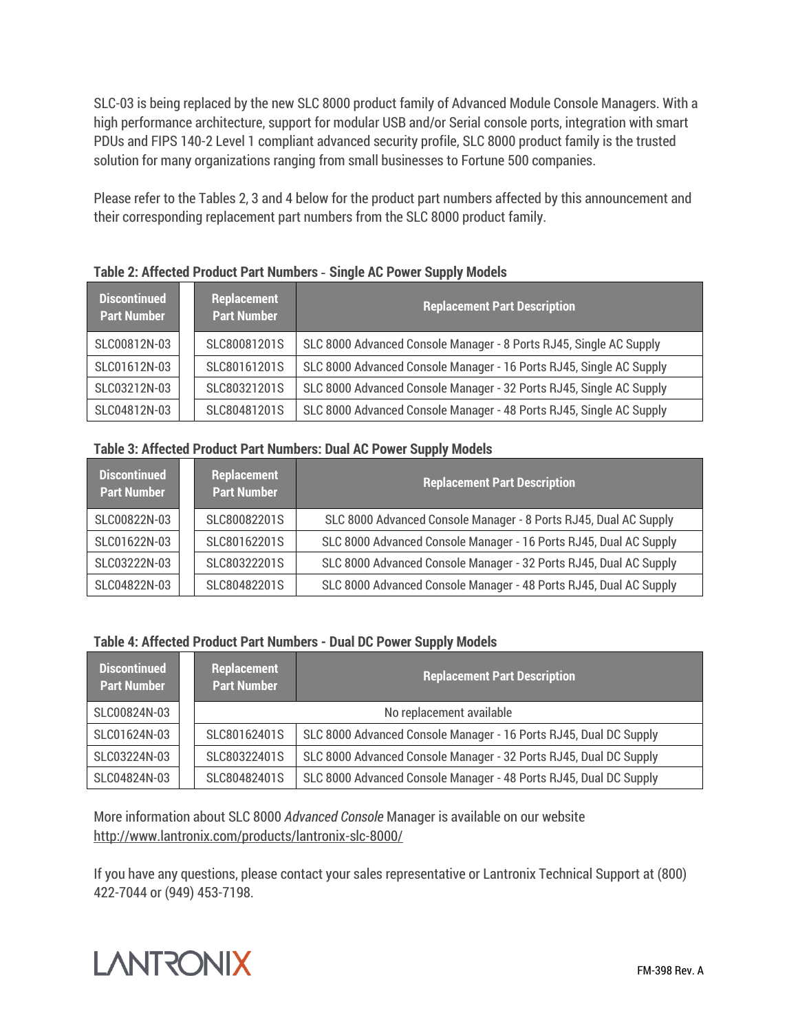SLC-03 is being replaced by the new SLC 8000 product family of Advanced Module Console Managers. With a high performance architecture, support for modular USB and/or Serial console ports, integration with smart PDUs and FIPS 140-2 Level 1 compliant advanced security profile, SLC 8000 product family is the trusted solution for many organizations ranging from small businesses to Fortune 500 companies.

Please refer to the Tables 2, 3 and 4 below for the product part numbers affected by this announcement and their corresponding replacement part numbers from the SLC 8000 product family.

**Table 2: Affected Product Part Numbers - Single AC Power Supply Models**

| Discontinued Part Number | Replacement Part Number | Replacement Part Description |
|---|---|---|
| SLC00812N-03 | SLC80081201S | SLC 8000 Advanced Console Manager - 8 Ports RJ45, Single AC Supply |
| SLC01612N-03 | SLC80161201S | SLC 8000 Advanced Console Manager - 16 Ports RJ45, Single AC Supply |
| SLC03212N-03 | SLC80321201S | SLC 8000 Advanced Console Manager - 32 Ports RJ45, Single AC Supply |
| SLC04812N-03 | SLC80481201S | SLC 8000 Advanced Console Manager - 48 Ports RJ45, Single AC Supply |

**Table 3: Affected Product Part Numbers: Dual AC Power Supply Models**

| Discontinued Part Number | Replacement Part Number | Replacement Part Description |
|---|---|---|
| SLC00822N-03 | SLC80082201S | SLC 8000 Advanced Console Manager - 8 Ports RJ45, Dual AC Supply |
| SLC01622N-03 | SLC80162201S | SLC 8000 Advanced Console Manager - 16 Ports RJ45, Dual AC Supply |
| SLC03222N-03 | SLC80322201S | SLC 8000 Advanced Console Manager - 32 Ports RJ45, Dual AC Supply |
| SLC04822N-03 | SLC80482201S | SLC 8000 Advanced Console Manager - 48 Ports RJ45, Dual AC Supply |

**Table 4: Affected Product Part Numbers - Dual DC Power Supply Models**

| Discontinued Part Number | Replacement Part Number | Replacement Part Description |
|---|---|---|
| SLC00824N-03 | No replacement available | |
| SLC01624N-03 | SLC80162401S | SLC 8000 Advanced Console Manager - 16 Ports RJ45, Dual DC Supply |
| SLC03224N-03 | SLC80322401S | SLC 8000 Advanced Console Manager - 32 Ports RJ45, Dual DC Supply |
| SLC04824N-03 | SLC80482401S | SLC 8000 Advanced Console Manager - 48 Ports RJ45, Dual DC Supply |

More information about SLC 8000 *Advanced Console* Manager is available on our website http://www.lantronix.com/products/lantronix-slc-8000/

If you have any questions, please contact your sales representative or Lantronix Technical Support at (800) 422-7044 or (949) 453-7198.

LANTRONIX

FM-398 Rev. A